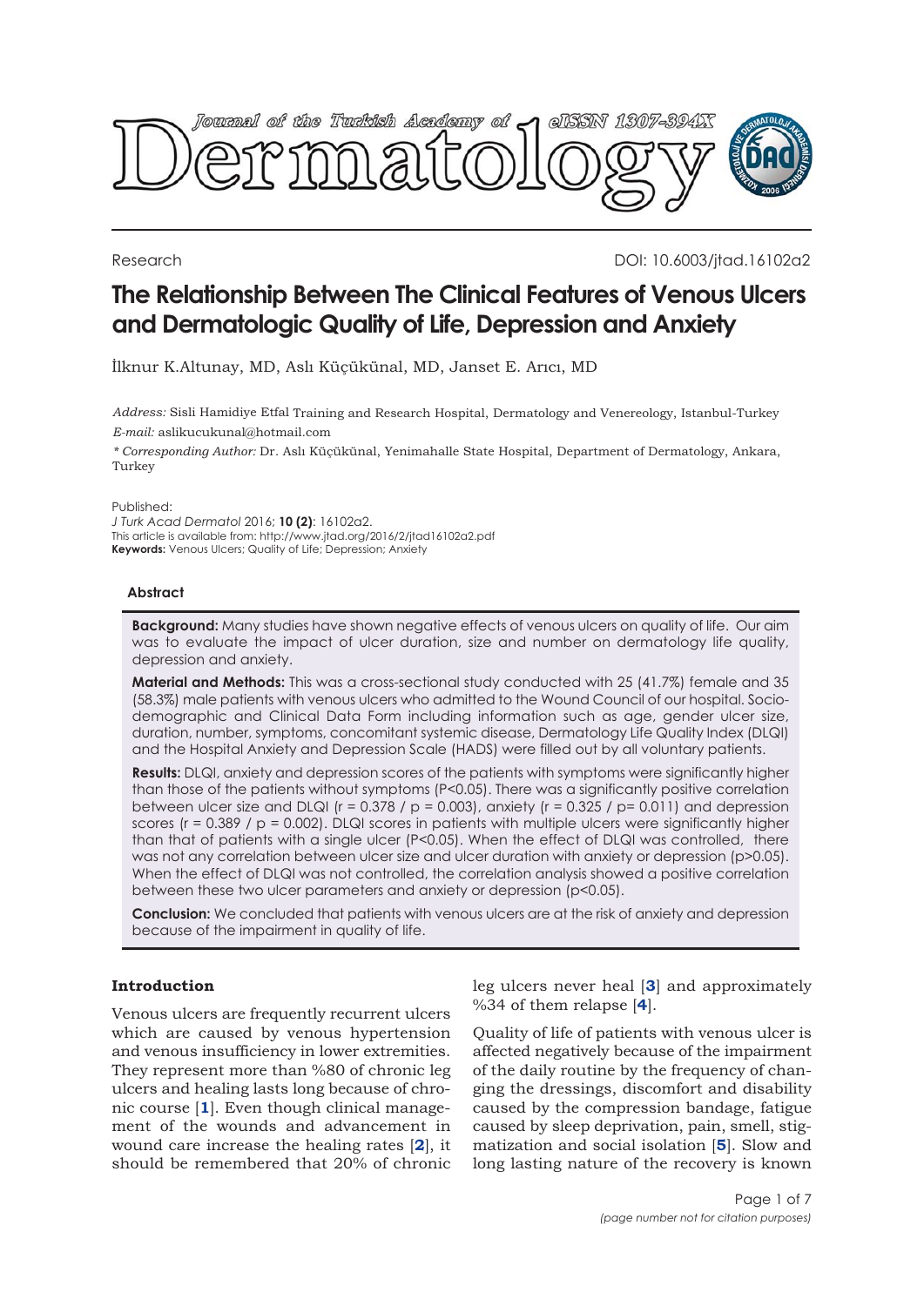Research

DOI: 10.6003/jtad.16102a2

# The Relationship Between The Clinical Features of Venous Ulcers and Dermatologic Quality of Life, Depression and Anxiety

İlknur K.Altunay, MD, Aslı Küçükünal, MD, Janset E. Arıcı, MD

*Address:* Sisli Hamidiye Etfal Training and Research Hospital, Dermatology and Venereology, Istanbul-Turkey

*E-mail:* aslikucukunal@hotmail.com

*\* Corresponding Author:* Dr. Aslı Küçükünal, Yenimahalle State Hospital, Department of Dermatology, Ankara, Turkey

Published:
*J Turk Acad Dermatol* 2016; **10 (2)**: 16102a2.
This article is available from: http://www.jtad.org/2016/2/jtad16102a2.pdf
**Keywords:** Venous Ulcers; Quality of Life; Depression; Anxiety

### Abstract

**Background:** Many studies have shown negative effects of venous ulcers on quality of life. Our aim was to evaluate the impact of ulcer duration, size and number on dermatology life quality, depression and anxiety.

**Material and Methods:** This was a cross-sectional study conducted with 25 (41.7%) female and 35 (58.3%) male patients with venous ulcers who admitted to the Wound Council of our hospital. Socio-demographic and Clinical Data Form including information such as age, gender ulcer size, duration, number, symptoms, concomitant systemic disease, Dermatology Life Quality Index (DLQI) and the Hospital Anxiety and Depression Scale (HADS) were filled out by all voluntary patients.

**Results:** DLQI, anxiety and depression scores of the patients with symptoms were significantly higher than those of the patients without symptoms ($P<0.05$). There was a significantly positive correlation between ulcer size and DLQI ($r = 0.378$ / $p = 0.003$), anxiety ($r = 0.325$ / $p= 0.011$) and depression scores ($r = 0.389$ / $p = 0.002$). DLQI scores in patients with multiple ulcers were significantly higher than that of patients with a single ulcer ($P<0.05$). When the effect of DLQI was controlled, there was not any correlation between ulcer size and ulcer duration with anxiety or depression ($p>0.05$). When the effect of DLQI was not controlled, the correlation analysis showed a positive correlation between these two ulcer parameters and anxiety or depression ($p<0.05$).

**Conclusion:** We concluded that patients with venous ulcers are at the risk of anxiety and depression because of the impairment in quality of life.

## Introduction

Venous ulcers are frequently recurrent ulcers which are caused by venous hypertension and venous insufficiency in lower extremities. They represent more than %80 of chronic leg ulcers and healing lasts long because of chronic course [1]. Even though clinical management of the wounds and advancement in wound care increase the healing rates [2], it should be remembered that 20% of chronic leg ulcers never heal [3] and approximately %34 of them relapse [4].

Quality of life of patients with venous ulcer is affected negatively because of the impairment of the daily routine by the frequency of changing the dressings, discomfort and disability caused by the compression bandage, fatigue caused by sleep deprivation, pain, smell, stigmatization and social isolation [5]. Slow and long lasting nature of the recovery is known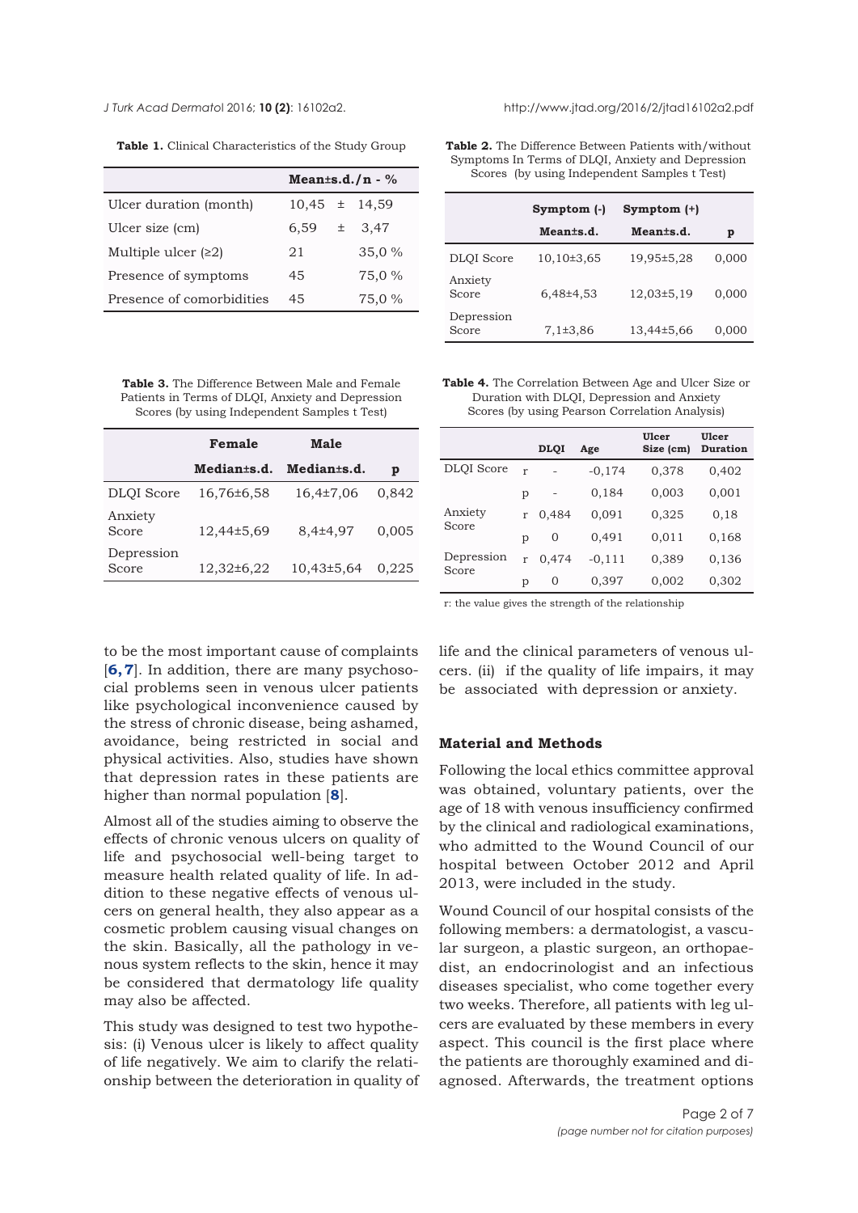**Table 1.** Clinical Characteristics of the Study Group

| | Mean±s.d./n - % |
|---|---|
| Ulcer duration (month) | 10,45 ± 14,59 |
| Ulcer size (cm) | 6,59 ± 3,47 |
| Multiple ulcer (≥2) | 21 35,0 % |
| Presence of symptoms | 45 75,0 % |
| Presence of comorbidities | 45 75,0 % |

**Table 2.** The Difference Between Patients with/without Symptoms In Terms of DLQI, Anxiety and Depression Scores (by using Independent Samples t Test)

| | Symptom (-) | Symptom (+) | |
|---|---|---|---|
| | Mean±s.d. | Mean±s.d. | p |
| DLQI Score | 10,10±3,65 | 19,95±5,28 | 0,000 |
| Anxiety Score | 6,48±4,53 | 12,03±5,19 | 0,000 |
| Depression Score | 7,1±3,86 | 13,44±5,66 | 0,000 |

**Table 3.** The Difference Between Male and Female Patients in Terms of DLQI, Anxiety and Depression Scores (by using Independent Samples t Test)

| | Female | Male | |
|---|---|---|---|
| | Median±s.d. | Median±s.d. | p |
| DLQI Score | 16,76±6,58 | 16,4±7,06 | 0,842 |
| Anxiety Score | 12,44±5,69 | 8,4±4,97 | 0,005 |
| Depression Score | 12,32±6,22 | 10,43±5,64 | 0,225 |

**Table 4.** The Correlation Between Age and Ulcer Size or Duration with DLQI, Depression and Anxiety Scores (by using Pearson Correlation Analysis)

| | | DLQI | Age | Ulcer Size (cm) | Ulcer Duration |
|---|---|---|---|---|---|
| DLQI Score | r | - | -0,174 | 0,378 | 0,402 |
| | p | - | 0,184 | 0,003 | 0,001 |
| Anxiety Score | r | 0,484 | 0,091 | 0,325 | 0,18 |
| | p | 0 | 0,491 | 0,011 | 0,168 |
| Depression Score | r | 0,474 | -0,111 | 0,389 | 0,136 |
| | p | 0 | 0,397 | 0,002 | 0,302 |

r: the value gives the strength of the relationship

to be the most important cause of complaints [6, 7]. In addition, there are many psychosocial problems seen in venous ulcer patients like psychological inconvenience caused by the stress of chronic disease, being ashamed, avoidance, being restricted in social and physical activities. Also, studies have shown that depression rates in these patients are higher than normal population [8].

Almost all of the studies aiming to observe the effects of chronic venous ulcers on quality of life and psychosocial well-being target to measure health related quality of life. In addition to these negative effects of venous ulcers on general health, they also appear as a cosmetic problem causing visual changes on the skin. Basically, all the pathology in venous system reflects to the skin, hence it may be considered that dermatology life quality may also be affected.

This study was designed to test two hypothesis: (i) Venous ulcer is likely to affect quality of life negatively. We aim to clarify the relationship between the deterioration in quality of life and the clinical parameters of venous ulcers. (ii) if the quality of life impairs, it may be associated with depression or anxiety.

## Material and Methods

Following the local ethics committee approval was obtained, voluntary patients, over the age of 18 with venous insufficiency confirmed by the clinical and radiological examinations, who admitted to the Wound Council of our hospital between October 2012 and April 2013, were included in the study.

Wound Council of our hospital consists of the following members: a dermatologist, a vascular surgeon, a plastic surgeon, an orthopaedist, an endocrinologist and an infectious diseases specialist, who come together every two weeks. Therefore, all patients with leg ulcers are evaluated by these members in every aspect. This council is the first place where the patients are thoroughly examined and diagnosed. Afterwards, the treatment options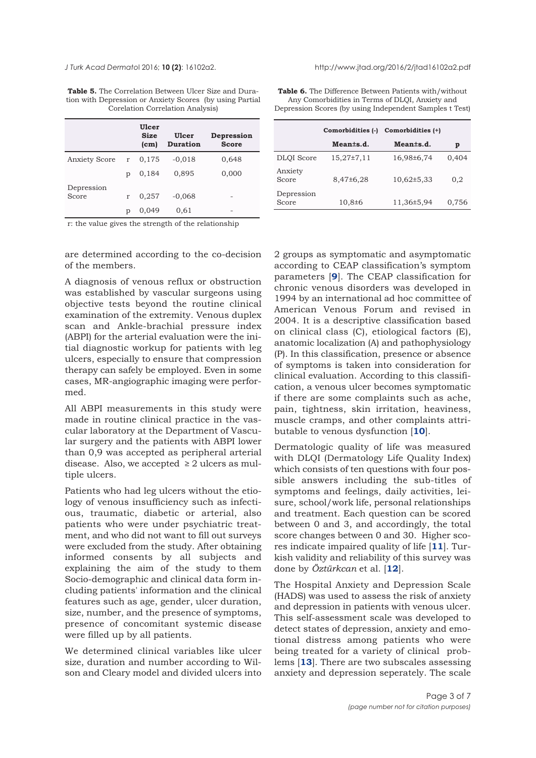**Table 5.** The Correlation Between Ulcer Size and Duration with Depression or Anxiety Scores (by using Partial Corelation Correlation Analysis)

| | | Ulcer Size (cm) | Ulcer Duration | Depression Score |
|---|---|---|---|---|
| Anxiety Score | r | 0,175 | -0,018 | 0,648 |
| | p | 0,184 | 0,895 | 0,000 |
| Depression Score | r | 0,257 | -0,068 | - |
| | p | 0,049 | 0,61 | - |

r: the value gives the strength of the relationship

**Table 6.** The Difference Between Patients with/without Any Comorbidities in Terms of DLQI, Anxiety and Depression Scores (by using Independent Samples t Test)

| | Comorbidities (-) | Comorbidities (+) | |
|---|---|---|---|
| | Mean±s.d. | Mean±s.d. | p |
| DLQI Score | 15,27±7,11 | 16,98±6,74 | 0,404 |
| Anxiety Score | 8,47±6,28 | 10,62±5,33 | 0,2 |
| Depression Score | 10,8±6 | 11,36±5,94 | 0,756 |

are determined according to the co-decision of the members.

A diagnosis of venous reflux or obstruction was established by vascular surgeons using objective tests beyond the routine clinical examination of the extremity. Venous duplex scan and Ankle-brachial pressure index (ABPI) for the arterial evaluation were the initial diagnostic workup for patients with leg ulcers, especially to ensure that compression therapy can safely be employed. Even in some cases, MR-angiographic imaging were performed.

All ABPI measurements in this study were made in routine clinical practice in the vascular laboratory at the Department of Vascular surgery and the patients with ABPI lower than 0,9 was accepted as peripheral arterial disease. Also, we accepted ≥ 2 ulcers as multiple ulcers.

Patients who had leg ulcers without the etiology of venous insufficiency such as infectious, traumatic, diabetic or arterial, also patients who were under psychiatric treatment, and who did not want to fill out surveys were excluded from the study. After obtaining informed consents by all subjects and explaining the aim of the study to them Socio-demographic and clinical data form including patients' information and the clinical features such as age, gender, ulcer duration, size, number, and the presence of symptoms, presence of concomitant systemic disease were filled up by all patients.

We determined clinical variables like ulcer size, duration and number according to Wilson and Cleary model and divided ulcers into 2 groups as symptomatic and asymptomatic according to CEAP classification's symptom parameters [9]. The CEAP classification for chronic venous disorders was developed in 1994 by an international ad hoc committee of American Venous Forum and revised in 2004. It is a descriptive classification based on clinical class (C), etiological factors (E), anatomic localization (A) and pathophysiology (P). In this classification, presence or absence of symptoms is taken into consideration for clinical evaluation. According to this classification, a venous ulcer becomes symptomatic if there are some complaints such as ache, pain, tightness, skin irritation, heaviness, muscle cramps, and other complaints attributable to venous dysfunction [10].

Dermatologic quality of life was measured with DLQI (Dermatology Life Quality Index) which consists of ten questions with four possible answers including the sub-titles of symptoms and feelings, daily activities, leisure, school/work life, personal relationships and treatment. Each question can be scored between 0 and 3, and accordingly, the total score changes between 0 and 30. Higher scores indicate impaired quality of life [11]. Turkish validity and reliability of this survey was done by *Öztürkcan* et al. [12].

The Hospital Anxiety and Depression Scale (HADS) was used to assess the risk of anxiety and depression in patients with venous ulcer. This self-assessment scale was developed to detect states of depression, anxiety and emotional distress among patients who were being treated for a variety of clinical problems [13]. There are two subscales assessing anxiety and depression seperately. The scale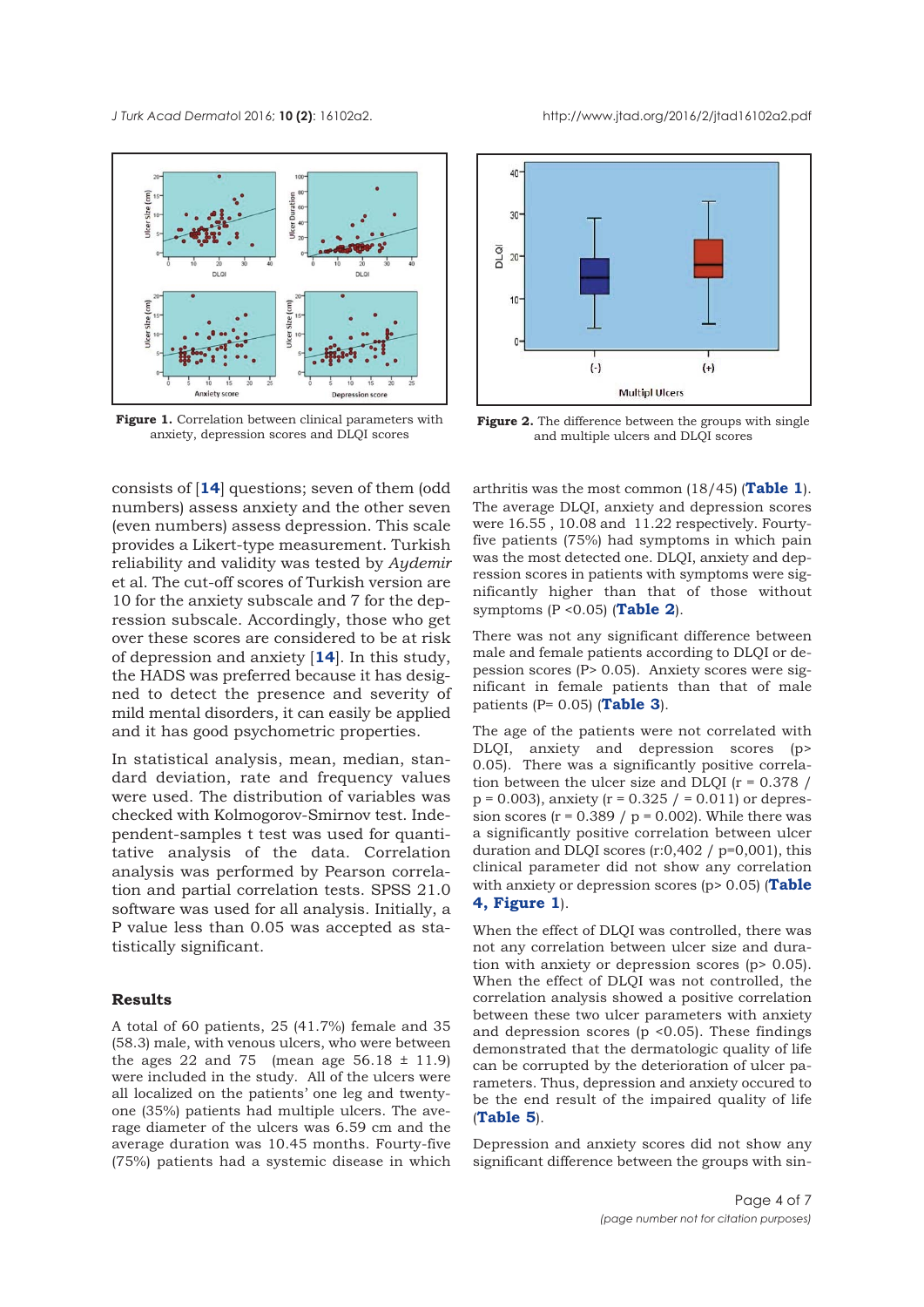**Figure 1.** Correlation between clinical parameters with anxiety, depression scores and DLQI scores

**Figure 2.** The difference between the groups with single and multiple ulcers and DLQI scores

consists of [14] questions; seven of them (odd numbers) assess anxiety and the other seven (even numbers) assess depression. This scale provides a Likert-type measurement. Turkish reliability and validity was tested by *Aydemir* et al. The cut-off scores of Turkish version are 10 for the anxiety subscale and 7 for the depression subscale. Accordingly, those who get over these scores are considered to be at risk of depression and anxiety [14]. In this study, the HADS was preferred because it has designed to detect the presence and severity of mild mental disorders, it can easily be applied and it has good psychometric properties.

In statistical analysis, mean, median, standard deviation, rate and frequency values were used. The distribution of variables was checked with Kolmogorov-Smirnov test. Independent-samples t test was used for quantitative analysis of the data. Correlation analysis was performed by Pearson correlation and partial correlation tests. SPSS 21.0 software was used for all analysis. Initially, a P value less than 0.05 was accepted as statistically significant.

## Results

A total of 60 patients, 25 (41.7%) female and 35 (58.3) male, with venous ulcers, who were between the ages 22 and 75 (mean age 56.18 ± 11.9) were included in the study. All of the ulcers were all localized on the patients' one leg and twenty-one (35%) patients had multiple ulcers. The average diameter of the ulcers was 6.59 cm and the average duration was 10.45 months. Fourty-five (75%) patients had a systemic disease in which arthritis was the most common (18/45) (**Table 1**). The average DLQI, anxiety and depression scores were 16.55 , 10.08 and 11.22 respectively. Fourty-five patients (75%) had symptoms in which pain was the most detected one. DLQI, anxiety and depression scores in patients with symptoms were significantly higher than that of those without symptoms ($P < 0.05$) (**Table 2**).

There was not any significant difference between male and female patients according to DLQI or depession scores ($P > 0.05$). Anxiety scores were significant in female patients than that of male patients ($P = 0.05$) (**Table 3**).

The age of the patients were not correlated with DLQI, anxiety and depression scores ($p > 0.05$). There was a significantly positive correlation between the ulcer size and DLQI ($r = 0.378$ / $p = 0.003$), anxiety ($r = 0.325$ / $= 0.011$) or depression scores ($r = 0.389$ / $p = 0.002$). While there was a significantly positive correlation between ulcer duration and DLQI scores (r:0,402 / p=0,001), this clinical parameter did not show any correlation with anxiety or depression scores ($p > 0.05$) (**Table 4, Figure 1**).

When the effect of DLQI was controlled, there was not any correlation between ulcer size and duration with anxiety or depression scores ($p > 0.05$). When the effect of DLQI was not controlled, the correlation analysis showed a positive correlation between these two ulcer parameters with anxiety and depression scores ($p < 0.05$). These findings demonstrated that the dermatologic quality of life can be corrupted by the deterioration of ulcer parameters. Thus, depression and anxiety occured to be the end result of the impaired quality of life (**Table 5**).

Depression and anxiety scores did not show any significant difference between the groups with sin-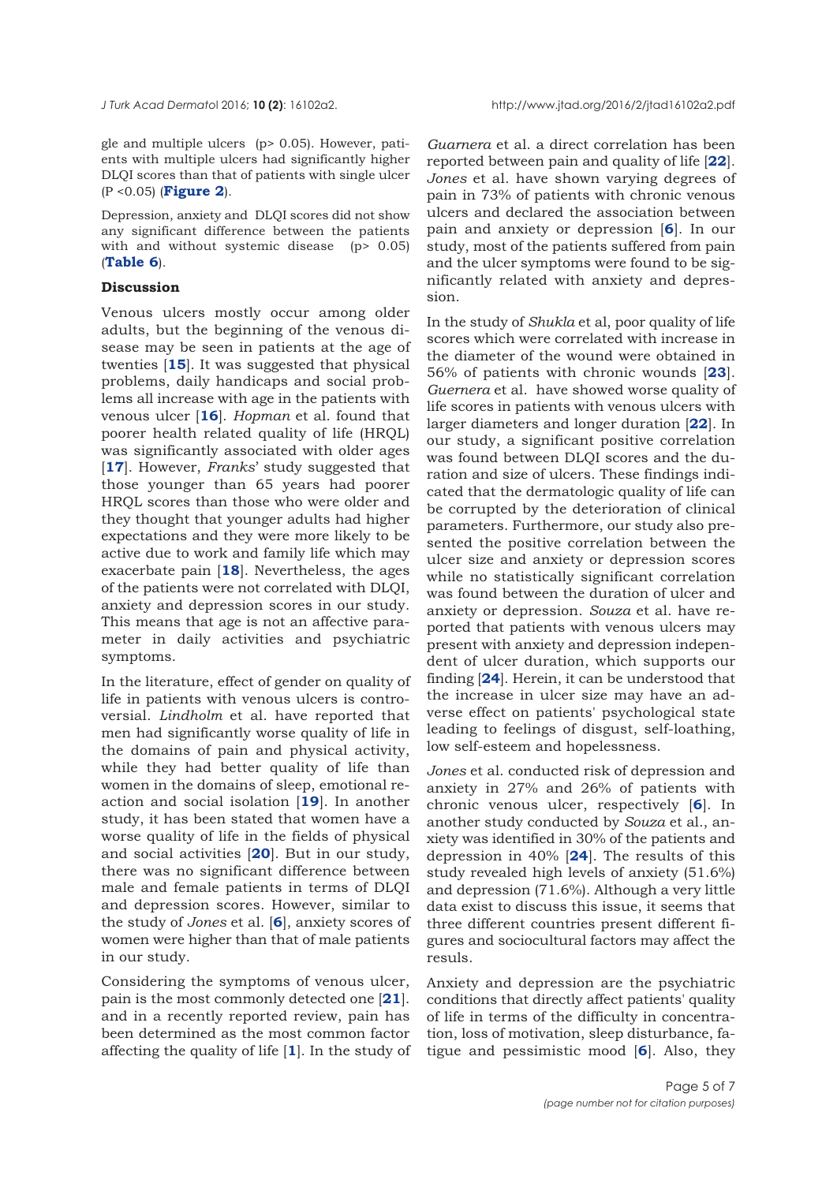gle and multiple ulcers ($p > 0.05$). However, patients with multiple ulcers had significantly higher DLQI scores than that of patients with single ulcer ($P < 0.05$) (**Figure 2**).

Depression, anxiety and DLQI scores did not show any significant difference between the patients with and without systemic disease ($p > 0.05$) (**Table 6**).

### Discussion

Venous ulcers mostly occur among older adults, but the beginning of the venous disease may be seen in patients at the age of twenties [**15**]. It was suggested that physical problems, daily handicaps and social problems all increase with age in the patients with venous ulcer [**16**]. *Hopman* et al. found that poorer health related quality of life (HRQL) was significantly associated with older ages [**17**]. However, *Franks*' study suggested that those younger than 65 years had poorer HRQL scores than those who were older and they thought that younger adults had higher expectations and they were more likely to be active due to work and family life which may exacerbate pain [**18**]. Nevertheless, the ages of the patients were not correlated with DLQI, anxiety and depression scores in our study. This means that age is not an affective parameter in daily activities and psychiatric symptoms.

In the literature, effect of gender on quality of life in patients with venous ulcers is controversial. *Lindholm* et al. have reported that men had significantly worse quality of life in the domains of pain and physical activity, while they had better quality of life than women in the domains of sleep, emotional reaction and social isolation [**19**]. In another study, it has been stated that women have a worse quality of life in the fields of physical and social activities [**20**]. But in our study, there was no significant difference between male and female patients in terms of DLQI and depression scores. However, similar to the study of *Jones* et al. [**6**], anxiety scores of women were higher than that of male patients in our study.

Considering the symptoms of venous ulcer, pain is the most commonly detected one [**21**]. and in a recently reported review, pain has been determined as the most common factor affecting the quality of life [**1**]. In the study of *Guarnera* et al. a direct correlation has been reported between pain and quality of life [**22**]. *Jones* et al. have shown varying degrees of pain in 73% of patients with chronic venous ulcers and declared the association between pain and anxiety or depression [**6**]. In our study, most of the patients suffered from pain and the ulcer symptoms were found to be significantly related with anxiety and depression.

In the study of *Shukla* et al, poor quality of life scores which were correlated with increase in the diameter of the wound were obtained in 56% of patients with chronic wounds [**23**]. *Guernera* et al. have showed worse quality of life scores in patients with venous ulcers with larger diameters and longer duration [**22**]. In our study, a significant positive correlation was found between DLQI scores and the duration and size of ulcers. These findings indicated that the dermatologic quality of life can be corrupted by the deterioration of clinical parameters. Furthermore, our study also presented the positive correlation between the ulcer size and anxiety or depression scores while no statistically significant correlation was found between the duration of ulcer and anxiety or depression. *Souza* et al. have reported that patients with venous ulcers may present with anxiety and depression independent of ulcer duration, which supports our finding [**24**]. Herein, it can be understood that the increase in ulcer size may have an adverse effect on patients' psychological state leading to feelings of disgust, self-loathing, low self-esteem and hopelessness.

*Jones* et al. conducted risk of depression and anxiety in 27% and 26% of patients with chronic venous ulcer, respectively [**6**]. In another study conducted by *Souza* et al., anxiety was identified in 30% of the patients and depression in 40% [**24**]. The results of this study revealed high levels of anxiety (51.6%) and depression (71.6%). Although a very little data exist to discuss this issue, it seems that three different countries present different figures and sociocultural factors may affect the resuls.

Anxiety and depression are the psychiatric conditions that directly affect patients' quality of life in terms of the difficulty in concentration, loss of motivation, sleep disturbance, fatigue and pessimistic mood [**6**]. Also, they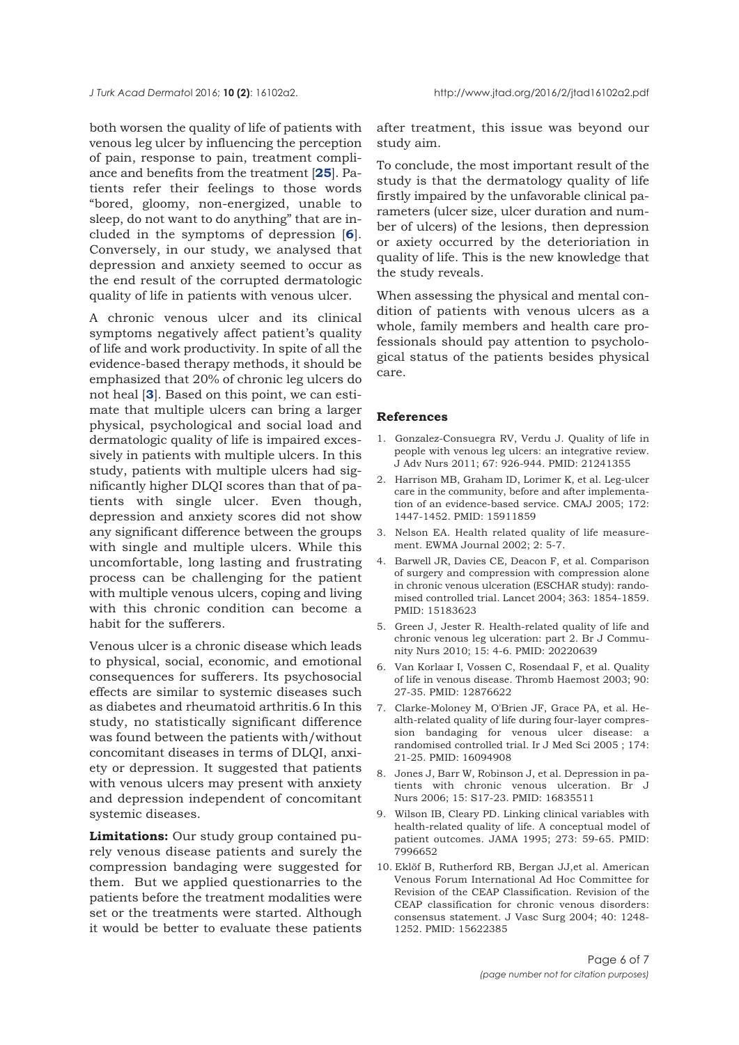both worsen the quality of life of patients with venous leg ulcer by influencing the perception of pain, response to pain, treatment compliance and benefits from the treatment [**25**]. Patients refer their feelings to those words "bored, gloomy, non-energized, unable to sleep, do not want to do anything" that are included in the symptoms of depression [**6**]. Conversely, in our study, we analysed that depression and anxiety seemed to occur as the end result of the corrupted dermatologic quality of life in patients with venous ulcer.

A chronic venous ulcer and its clinical symptoms negatively affect patient's quality of life and work productivity. In spite of all the evidence-based therapy methods, it should be emphasized that 20% of chronic leg ulcers do not heal [**3**]. Based on this point, we can estimate that multiple ulcers can bring a larger physical, psychological and social load and dermatologic quality of life is impaired excessively in patients with multiple ulcers. In this study, patients with multiple ulcers had significantly higher DLQI scores than that of patients with single ulcer. Even though, depression and anxiety scores did not show any significant difference between the groups with single and multiple ulcers. While this uncomfortable, long lasting and frustrating process can be challenging for the patient with multiple venous ulcers, coping and living with this chronic condition can become a habit for the sufferers.

Venous ulcer is a chronic disease which leads to physical, social, economic, and emotional consequences for sufferers. Its psychosocial effects are similar to systemic diseases such as diabetes and rheumatoid arthritis.6 In this study, no statistically significant difference was found between the patients with/without concomitant diseases in terms of DLQI, anxiety or depression. It suggested that patients with venous ulcers may present with anxiety and depression independent of concomitant systemic diseases.

**Limitations:** Our study group contained purely venous disease patients and surely the compression bandaging were suggested for them. But we applied questionarries to the patients before the treatment modalities were set or the treatments were started. Although it would be better to evaluate these patients after treatment, this issue was beyond our study aim.

To conclude, the most important result of the study is that the dermatology quality of life firstly impaired by the unfavorable clinical parameters (ulcer size, ulcer duration and number of ulcers) of the lesions, then depression or axiety occurred by the deterioriation in quality of life. This is the new knowledge that the study reveals.

When assessing the physical and mental condition of patients with venous ulcers as a whole, family members and health care professionals should pay attention to psychological status of the patients besides physical care.

### References

1. Gonzalez-Consuegra RV, Verdu J. Quality of life in people with venous leg ulcers: an integrative review. J Adv Nurs 2011; 67: 926-944. PMID: 21241355
2. Harrison MB, Graham ID, Lorimer K, et al. Leg-ulcer care in the community, before and after implementation of an evidence-based service. CMAJ 2005; 172: 1447-1452. PMID: 15911859
3. Nelson EA. Health related quality of life measurement. EWMA Journal 2002; 2: 5-7.
4. Barwell JR, Davies CE, Deacon F, et al. Comparison of surgery and compression with compression alone in chronic venous ulceration (ESCHAR study): randomised controlled trial. Lancet 2004; 363: 1854-1859. PMID: 15183623
5. Green J, Jester R. Health-related quality of life and chronic venous leg ulceration: part 2. Br J Community Nurs 2010; 15: 4-6. PMID: 20220639
6. Van Korlaar I, Vossen C, Rosendaal F, et al. Quality of life in venous disease. Thromb Haemost 2003; 90: 27-35. PMID: 12876622
7. Clarke-Moloney M, O'Brien JF, Grace PA, et al. Health-related quality of life during four-layer compression bandaging for venous ulcer disease: a randomised controlled trial. Ir J Med Sci 2005 ; 174: 21-25. PMID: 16094908
8. Jones J, Barr W, Robinson J, et al. Depression in patients with chronic venous ulceration. Br J Nurs 2006; 15: S17-23. PMID: 16835511
9. Wilson IB, Cleary PD. Linking clinical variables with health-related quality of life. A conceptual model of patient outcomes. JAMA 1995; 273: 59-65. PMID: 7996652
10. Eklöf B, Rutherford RB, Bergan JJ,et al. American Venous Forum International Ad Hoc Committee for Revision of the CEAP Classification. Revision of the CEAP classification for chronic venous disorders: consensus statement. J Vasc Surg 2004; 40: 1248-1252. PMID: 15622385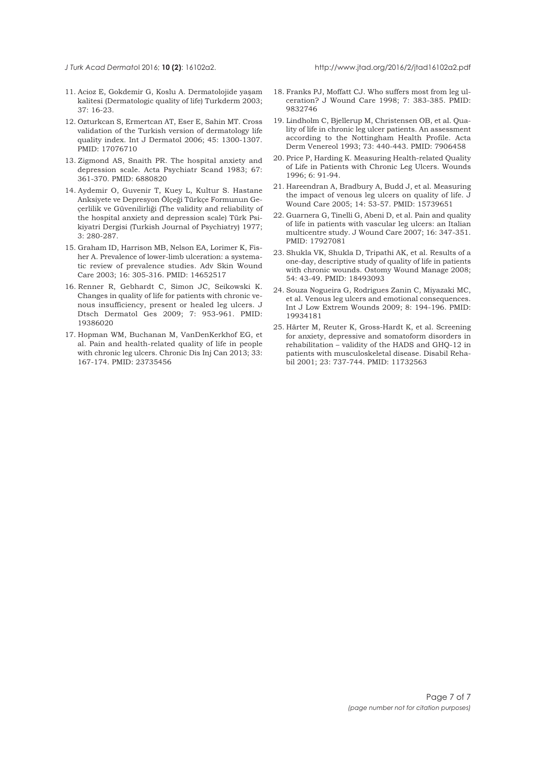11. Acioz E, Gokdemir G, Koslu A. Dermatolojide yaşam kalitesi (Dermatologic quality of life) Turkderm 2003; 37: 16-23.
12. Ozturkcan S, Ermertcan AT, Eser E, Sahin MT. Cross validation of the Turkish version of dermatology life quality index. Int J Dermatol 2006; 45: 1300-1307. PMID: 17076710
13. Zigmond AS, Snaith PR. The hospital anxiety and depression scale. Acta Psychiatr Scand 1983; 67: 361-370. PMID: 6880820
14. Aydemir O, Guvenir T, Kuey L, Kultur S. Hastane Anksiyete ve Depresyon Ölçeği Türkçe Formunun Geçerlilik ve Güvenilirliği (The validity and reliability of the hospital anxiety and depression scale) Türk Psikiyatri Dergisi (Turkish Journal of Psychiatry) 1977; 3: 280-287.
15. Graham ID, Harrison MB, Nelson EA, Lorimer K, Fisher A. Prevalence of lower-limb ulceration: a systematic review of prevalence studies. Adv Skin Wound Care 2003; 16: 305-316. PMID: 14652517
16. Renner R, Gebhardt C, Simon JC, Seikowski K. Changes in quality of life for patients with chronic venous insufficiency, present or healed leg ulcers. J Dtsch Dermatol Ges 2009; 7: 953-961. PMID: 19386020
17. Hopman WM, Buchanan M, VanDenKerkhof EG, et al. Pain and health-related quality of life in people with chronic leg ulcers. Chronic Dis Inj Can 2013; 33: 167-174. PMID: 23735456
18. Franks PJ, Moffatt CJ. Who suffers most from leg ulceration? J Wound Care 1998; 7: 383-385. PMID: 9832746
19. Lindholm C, Bjellerup M, Christensen OB, et al. Quality of life in chronic leg ulcer patients. An assessment according to the Nottingham Health Profile. Acta Derm Venereol 1993; 73: 440-443. PMID: 7906458
20. Price P, Harding K. Measuring Health-related Quality of Life in Patients with Chronic Leg Ulcers. Wounds 1996; 6: 91-94.
21. Hareendran A, Bradbury A, Budd J, et al. Measuring the impact of venous leg ulcers on quality of life. J Wound Care 2005; 14: 53-57. PMID: 15739651
22. Guarnera G, Tinelli G, Abeni D, et al. Pain and quality of life in patients with vascular leg ulcers: an Italian multicentre study. J Wound Care 2007; 16: 347-351. PMID: 17927081
23. Shukla VK, Shukla D, Tripathi AK, et al. Results of a one-day, descriptive study of quality of life in patients with chronic wounds. Ostomy Wound Manage 2008; 54: 43-49. PMID: 18493093
24. Souza Nogueira G, Rodrigues Zanin C, Miyazaki MC, et al. Venous leg ulcers and emotional consequences. Int J Low Extrem Wounds 2009; 8: 194-196. PMID: 19934181
25. Härter M, Reuter K, Gross-Hardt K, et al. Screening for anxiety, depressive and somatoform disorders in rehabilitation – validity of the HADS and GHQ-12 in patients with musculoskeletal disease. Disabil Rehabil 2001; 23: 737-744. PMID: 11732563